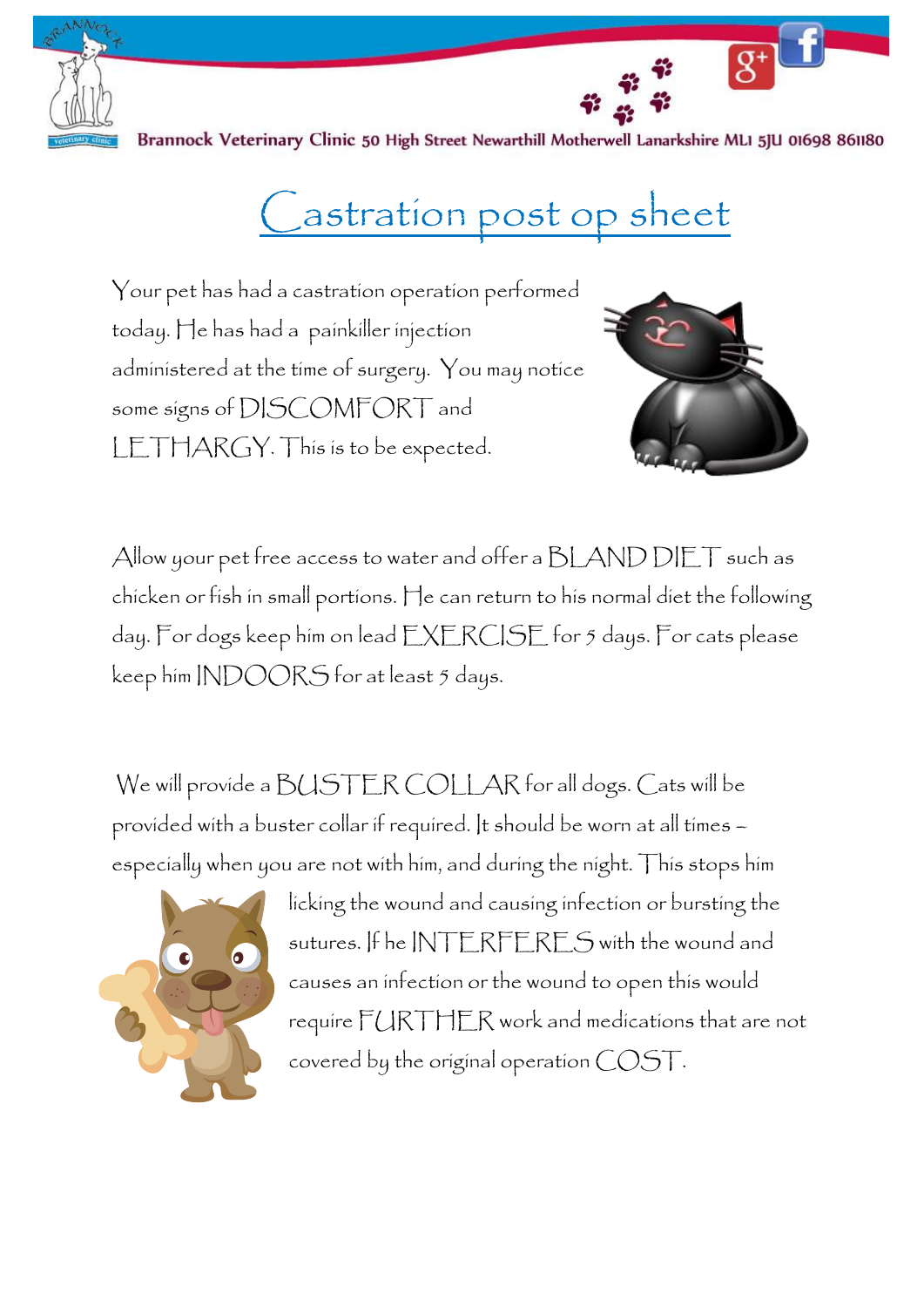Brannock Veterinary Clinic 50 High Street Newarthill Motherwell Lanarkshire ML1 5JU 01698 861180

# Castration post op sheet

Your pet has had a castration operation performed today. He has had a painkiller injection administered at the time of surgery. You may notice some signs of DISCOMFORT and LETHARGY. This is to be expected.

Allow your pet free access to water and offer a BLAND DIET such as chicken or fish in small portions. He can return to his normal diet the following day. For dogs keep him on lead EXERCISE for 5 days. For cats please keep him INDOORS for at least 5 days.

We will provide a BUSTER COLLAR for all dogs. Cats will be provided with a buster collar if required. It should be worn at all times – especially when you are not with him, and during the night. This stops him licking the wound and causing infection or bursting the sutures. If he INTERFERES with the wound and causes an infection or the wound to open this would require FURTHER work and medications that are not covered by the original operation COST.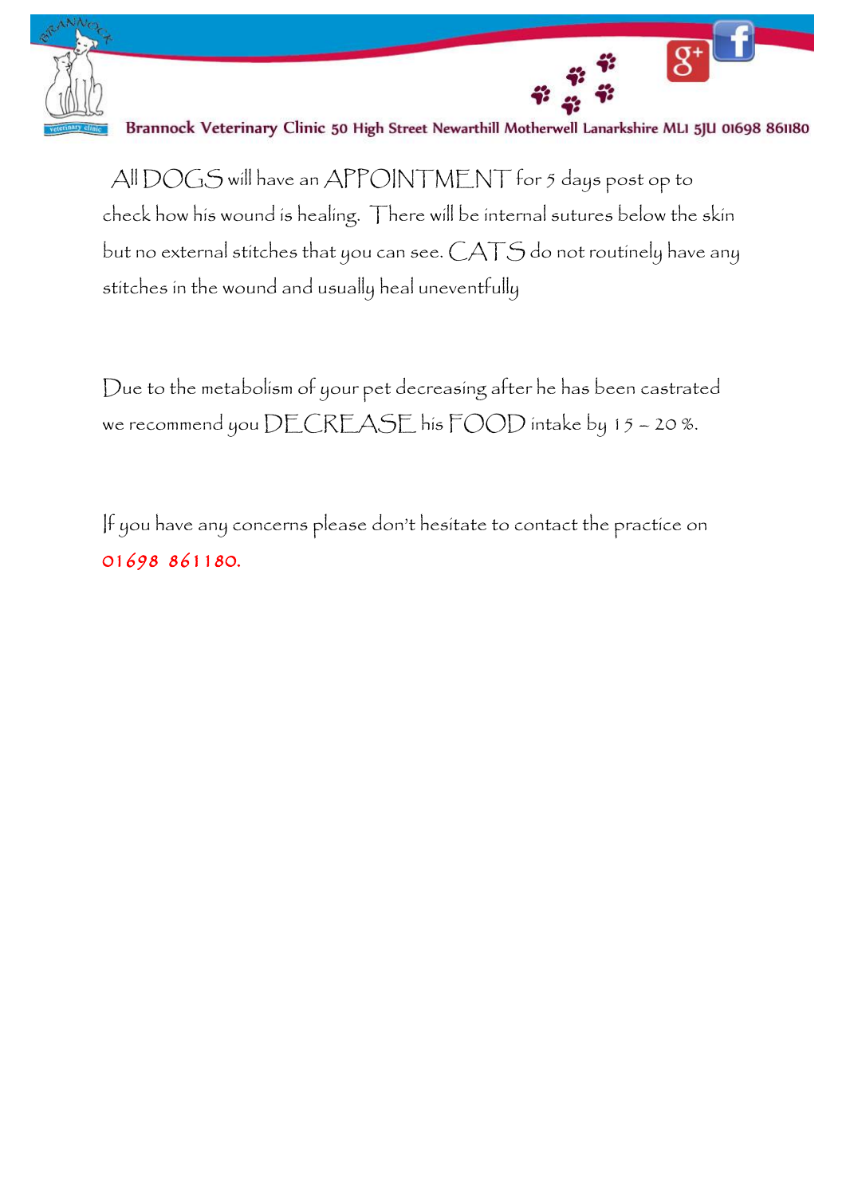All DOGS will have an APPOINTMENT for 5 days post op to check how his wound is healing. There will be internal sutures below the skin but no external stitches that you can see. CATS do not routinely have any stitches in the wound and usually heal uneventfully

Due to the metabolism of your pet decreasing after he has been castrated we recommend you DECREASE his FOOD intake by 15 – 20 %.

If you have any concerns please don't hesitate to contact the practice on 01698 861180.